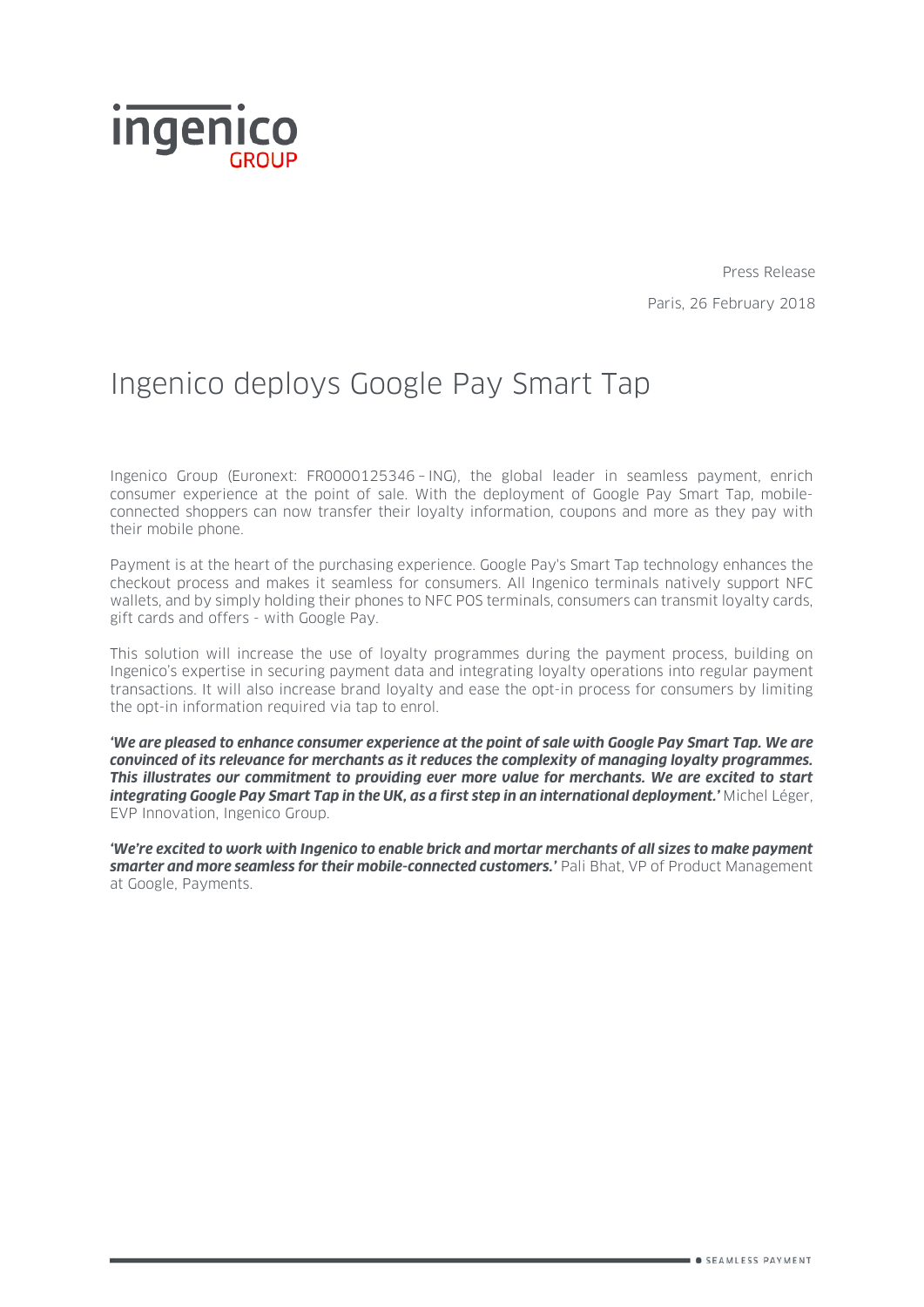Press Release

Paris, 26 February 2018

# Ingenico deploys Google Pay Smart Tap

Ingenico Group (Euronext: FR0000125346 – ING), the global leader in seamless payment, enrich consumer experience at the point of sale. With the deployment of Google Pay Smart Tap, mobile-connected shoppers can now transfer their loyalty information, coupons and more as they pay with their mobile phone.

Payment is at the heart of the purchasing experience. Google Pay's Smart Tap technology enhances the checkout process and makes it seamless for consumers. All Ingenico terminals natively support NFC wallets, and by simply holding their phones to NFC POS terminals, consumers can transmit loyalty cards, gift cards and offers - with Google Pay.

This solution will increase the use of loyalty programmes during the payment process, building on Ingenico's expertise in securing payment data and integrating loyalty operations into regular payment transactions. It will also increase brand loyalty and ease the opt-in process for consumers by limiting the opt-in information required via tap to enrol.

***'We are pleased to enhance consumer experience at the point of sale with Google Pay Smart Tap. We are convinced of its relevance for merchants as it reduces the complexity of managing loyalty programmes. This illustrates our commitment to providing ever more value for merchants. We are excited to start integrating Google Pay Smart Tap in the UK, as a first step in an international deployment.'*** Michel Léger, EVP Innovation, Ingenico Group.

***'We're excited to work with Ingenico to enable brick and mortar merchants of all sizes to make payment smarter and more seamless for their mobile-connected customers.'*** Pali Bhat, VP of Product Management at Google, Payments.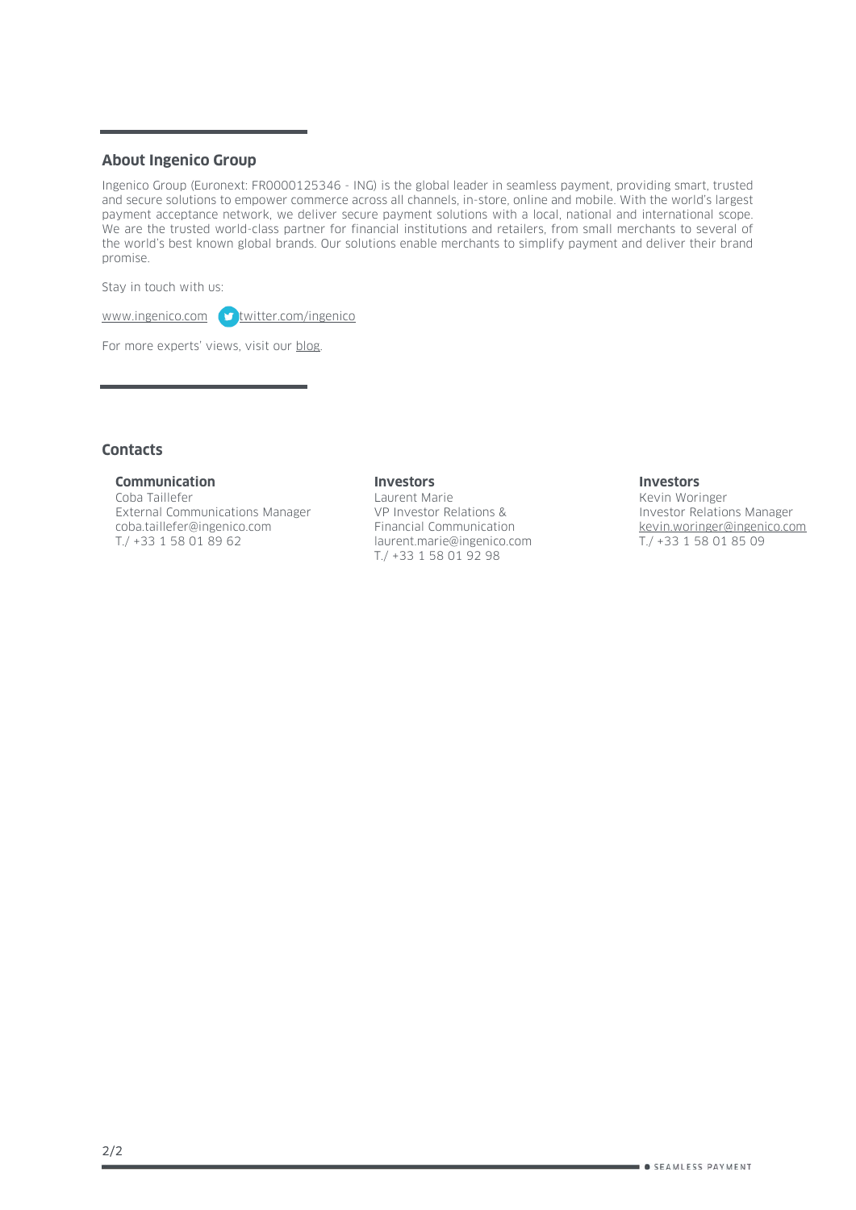## About Ingenico Group

Ingenico Group (Euronext: FR0000125346 - ING) is the global leader in seamless payment, providing smart, trusted and secure solutions to empower commerce across all channels, in-store, online and mobile. With the world's largest payment acceptance network, we deliver secure payment solutions with a local, national and international scope. We are the trusted world-class partner for financial institutions and retailers, from small merchants to several of the world's best known global brands. Our solutions enable merchants to simplify payment and deliver their brand promise.

Stay in touch with us:

www.ingenico.com  twitter.com/ingenico

For more experts' views, visit our blog.

## Contacts

**Communication**
Coba Taillefer
External Communications Manager
coba.taillefer@ingenico.com
T./ +33 1 58 01 89 62

**Investors**
Laurent Marie
VP Investor Relations & Financial Communication
laurent.marie@ingenico.com
T./ +33 1 58 01 92 98

**Investors**
Kevin Woringer
Investor Relations Manager
kevin.woringer@ingenico.com
T./ +33 1 58 01 85 09